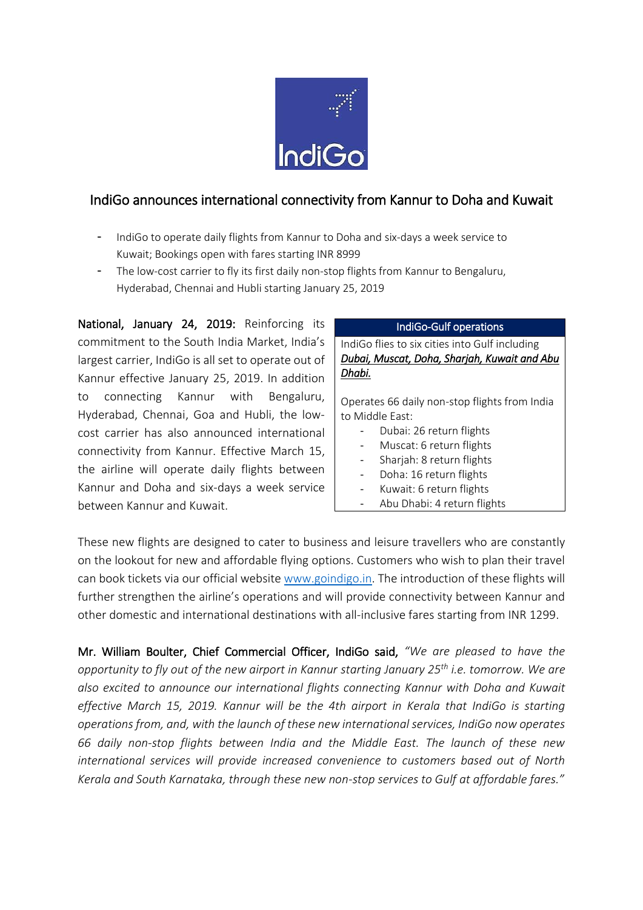# IndiGo announces international connectivity from Kannur to Doha and Kuwait

- IndiGo to operate daily flights from Kannur to Doha and six-days a week service to Kuwait; Bookings open with fares starting INR 8999
- The low-cost carrier to fly its first daily non-stop flights from Kannur to Bengaluru, Hyderabad, Chennai and Hubli starting January 25, 2019

**National, January 24, 2019:** Reinforcing its commitment to the South India Market, India's largest carrier, IndiGo is all set to operate out of Kannur effective January 25, 2019. In addition to connecting Kannur with Bengaluru, Hyderabad, Chennai, Goa and Hubli, the low-cost carrier has also announced international connectivity from Kannur. Effective March 15, the airline will operate daily flights between Kannur and Doha and six-days a week service between Kannur and Kuwait.

**IndiGo-Gulf operations**

IndiGo flies to six cities into Gulf including ***Dubai, Muscat, Doha, Sharjah, Kuwait and Abu Dhabi.***

Operates 66 daily non-stop flights from India to Middle East:

- Dubai: 26 return flights
- Muscat: 6 return flights
- Sharjah: 8 return flights
- Doha: 16 return flights
- Kuwait: 6 return flights
- Abu Dhabi: 4 return flights

These new flights are designed to cater to business and leisure travellers who are constantly on the lookout for new and affordable flying options. Customers who wish to plan their travel can book tickets via our official website www.goindigo.in. The introduction of these flights will further strengthen the airline's operations and will provide connectivity between Kannur and other domestic and international destinations with all-inclusive fares starting from INR 1299.

**Mr. William Boulter, Chief Commercial Officer, IndiGo said,** *"We are pleased to have the opportunity to fly out of the new airport in Kannur starting January 25th i.e. tomorrow. We are also excited to announce our international flights connecting Kannur with Doha and Kuwait effective March 15, 2019. Kannur will be the 4th airport in Kerala that IndiGo is starting operations from, and, with the launch of these new international services, IndiGo now operates 66 daily non-stop flights between India and the Middle East. The launch of these new international services will provide increased convenience to customers based out of North Kerala and South Karnataka, through these new non-stop services to Gulf at affordable fares."*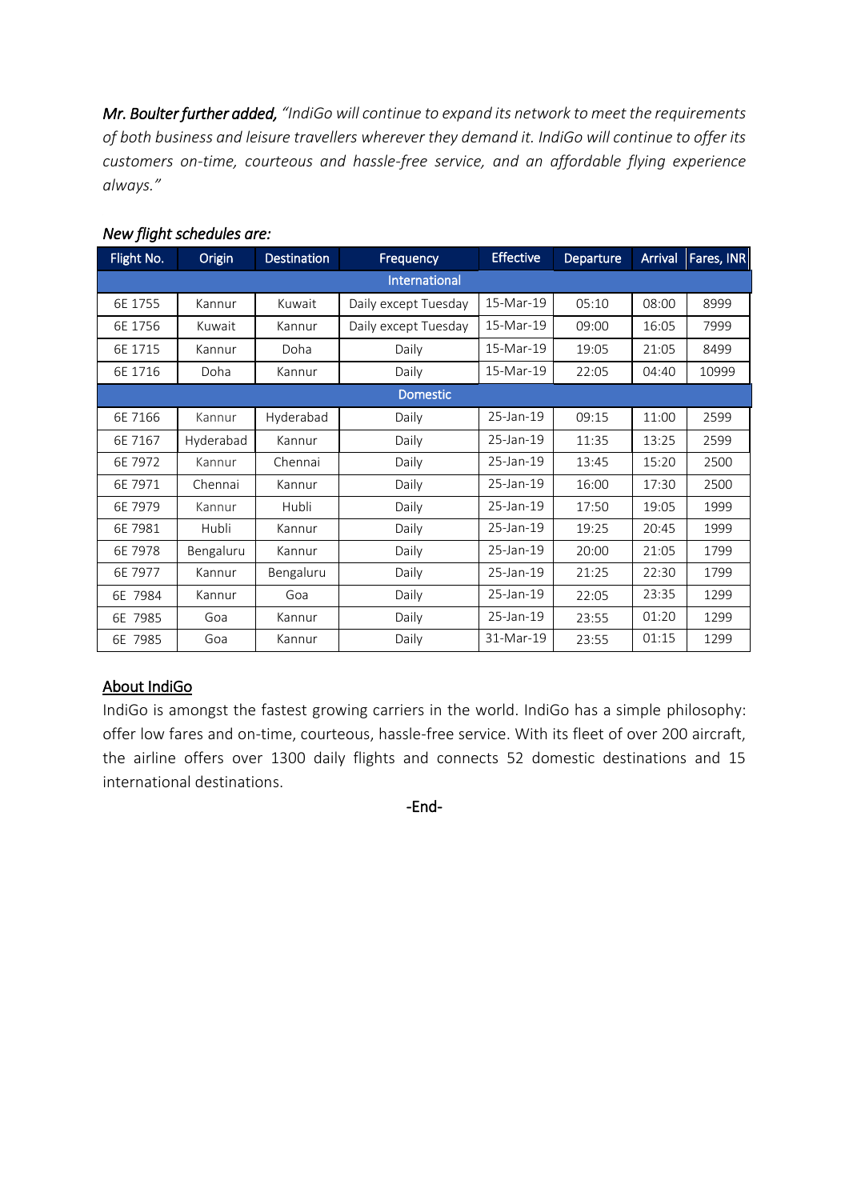*Mr. Boulter further added, "IndiGo will continue to expand its network to meet the requirements of both business and leisure travellers wherever they demand it. IndiGo will continue to offer its customers on-time, courteous and hassle-free service, and an affordable flying experience always."*

*New flight schedules are:*

| Flight No. | Origin | Destination | Frequency | Effective | Departure | Arrival | Fares, INR |
|---|---|---|---|---|---|---|---|
| International | | | | | | | |
| 6E 1755 | Kannur | Kuwait | Daily except Tuesday | 15-Mar-19 | 05:10 | 08:00 | 8999 |
| 6E 1756 | Kuwait | Kannur | Daily except Tuesday | 15-Mar-19 | 09:00 | 16:05 | 7999 |
| 6E 1715 | Kannur | Doha | Daily | 15-Mar-19 | 19:05 | 21:05 | 8499 |
| 6E 1716 | Doha | Kannur | Daily | 15-Mar-19 | 22:05 | 04:40 | 10999 |
| Domestic | | | | | | | |
| 6E 7166 | Kannur | Hyderabad | Daily | 25-Jan-19 | 09:15 | 11:00 | 2599 |
| 6E 7167 | Hyderabad | Kannur | Daily | 25-Jan-19 | 11:35 | 13:25 | 2599 |
| 6E 7972 | Kannur | Chennai | Daily | 25-Jan-19 | 13:45 | 15:20 | 2500 |
| 6E 7971 | Chennai | Kannur | Daily | 25-Jan-19 | 16:00 | 17:30 | 2500 |
| 6E 7979 | Kannur | Hubli | Daily | 25-Jan-19 | 17:50 | 19:05 | 1999 |
| 6E 7981 | Hubli | Kannur | Daily | 25-Jan-19 | 19:25 | 20:45 | 1999 |
| 6E 7978 | Bengaluru | Kannur | Daily | 25-Jan-19 | 20:00 | 21:05 | 1799 |
| 6E 7977 | Kannur | Bengaluru | Daily | 25-Jan-19 | 21:25 | 22:30 | 1799 |
| 6E 7984 | Kannur | Goa | Daily | 25-Jan-19 | 22:05 | 23:35 | 1299 |
| 6E 7985 | Goa | Kannur | Daily | 25-Jan-19 | 23:55 | 01:20 | 1299 |
| 6E 7985 | Goa | Kannur | Daily | 31-Mar-19 | 23:55 | 01:15 | 1299 |

## About IndiGo

IndiGo is amongst the fastest growing carriers in the world. IndiGo has a simple philosophy: offer low fares and on-time, courteous, hassle-free service. With its fleet of over 200 aircraft, the airline offers over 1300 daily flights and connects 52 domestic destinations and 15 international destinations.

-End-